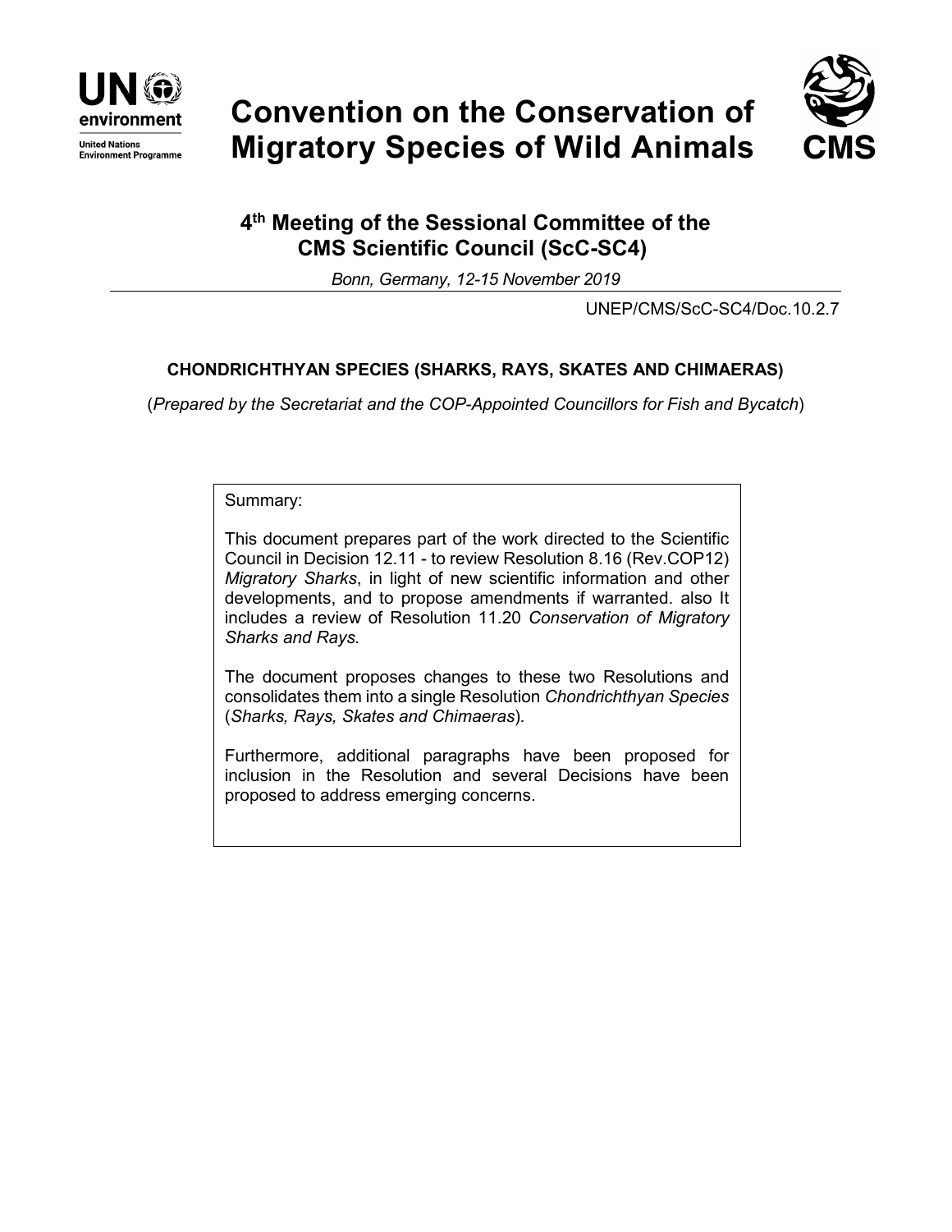UN environment

United Nations Environment Programme

# Convention on the Conservation of Migratory Species of Wild Animals

CMS

## 4th Meeting of the Sessional Committee of the CMS Scientific Council (ScC-SC4)

*Bonn, Germany, 12-15 November 2019*

UNEP/CMS/ScC-SC4/Doc.10.2.7

### CHONDRICHTHYAN SPECIES (SHARKS, RAYS, SKATES AND CHIMAERAS)

(*Prepared by the Secretariat and the COP-Appointed Councillors for Fish and Bycatch*)

Summary:

This document prepares part of the work directed to the Scientific Council in Decision 12.11 - to review Resolution 8.16 (Rev.COP12) *Migratory Sharks*, in light of new scientific information and other developments, and to propose amendments if warranted. also It includes a review of Resolution 11.20 *Conservation of Migratory Sharks and Rays.*

The document proposes changes to these two Resolutions and consolidates them into a single Resolution *Chondrichthyan Species* (*Sharks, Rays, Skates and Chimaeras*).

Furthermore, additional paragraphs have been proposed for inclusion in the Resolution and several Decisions have been proposed to address emerging concerns.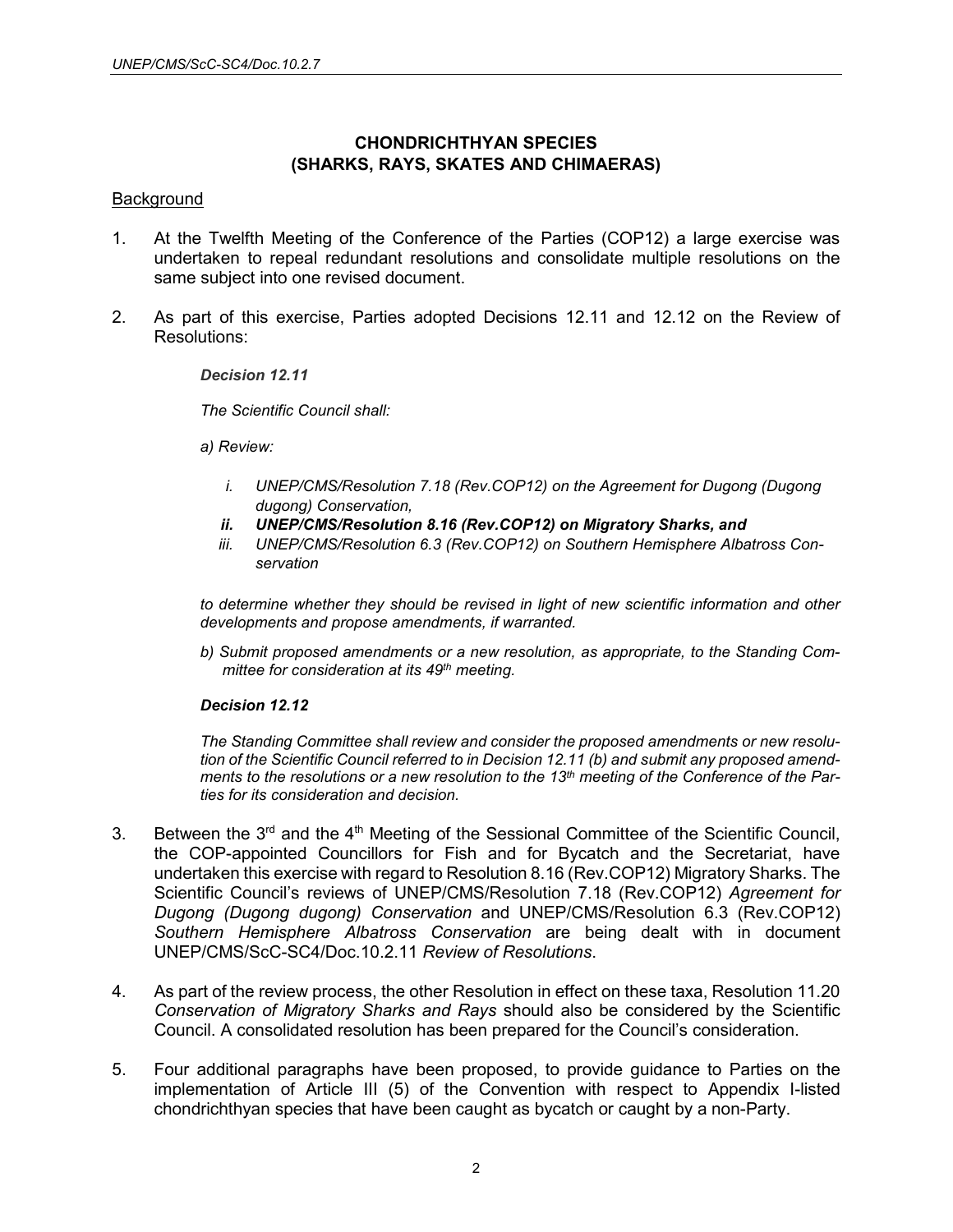## CHONDRICHTHYAN SPECIES (SHARKS, RAYS, SKATES AND CHIMAERAS)

Background

1. At the Twelfth Meeting of the Conference of the Parties (COP12) a large exercise was undertaken to repeal redundant resolutions and consolidate multiple resolutions on the same subject into one revised document.

2. As part of this exercise, Parties adopted Decisions 12.11 and 12.12 on the Review of Resolutions:

   ***Decision 12.11***

   *The Scientific Council shall:*

   *a) Review:*

   - *i. UNEP/CMS/Resolution 7.18 (Rev.COP12) on the Agreement for Dugong (Dugong dugong) Conservation,*
   - ***ii. UNEP/CMS/Resolution 8.16 (Rev.COP12) on Migratory Sharks, and***
   - *iii. UNEP/CMS/Resolution 6.3 (Rev.COP12) on Southern Hemisphere Albatross Conservation*

   *to determine whether they should be revised in light of new scientific information and other developments and propose amendments, if warranted.*

   *b) Submit proposed amendments or a new resolution, as appropriate, to the Standing Committee for consideration at its 49th meeting.*

   ***Decision 12.12***

   *The Standing Committee shall review and consider the proposed amendments or new resolution of the Scientific Council referred to in Decision 12.11 (b) and submit any proposed amendments to the resolutions or a new resolution to the 13th meeting of the Conference of the Parties for its consideration and decision.*

3. Between the 3rd and the 4th Meeting of the Sessional Committee of the Scientific Council, the COP-appointed Councillors for Fish and for Bycatch and the Secretariat, have undertaken this exercise with regard to Resolution 8.16 (Rev.COP12) Migratory Sharks. The Scientific Council's reviews of UNEP/CMS/Resolution 7.18 (Rev.COP12) *Agreement for Dugong (Dugong dugong) Conservation* and UNEP/CMS/Resolution 6.3 (Rev.COP12) *Southern Hemisphere Albatross Conservation* are being dealt with in document UNEP/CMS/ScC-SC4/Doc.10.2.11 *Review of Resolutions*.

4. As part of the review process, the other Resolution in effect on these taxa, Resolution 11.20 *Conservation of Migratory Sharks and Rays* should also be considered by the Scientific Council. A consolidated resolution has been prepared for the Council's consideration.

5. Four additional paragraphs have been proposed, to provide guidance to Parties on the implementation of Article III (5) of the Convention with respect to Appendix I-listed chondrichthyan species that have been caught as bycatch or caught by a non-Party.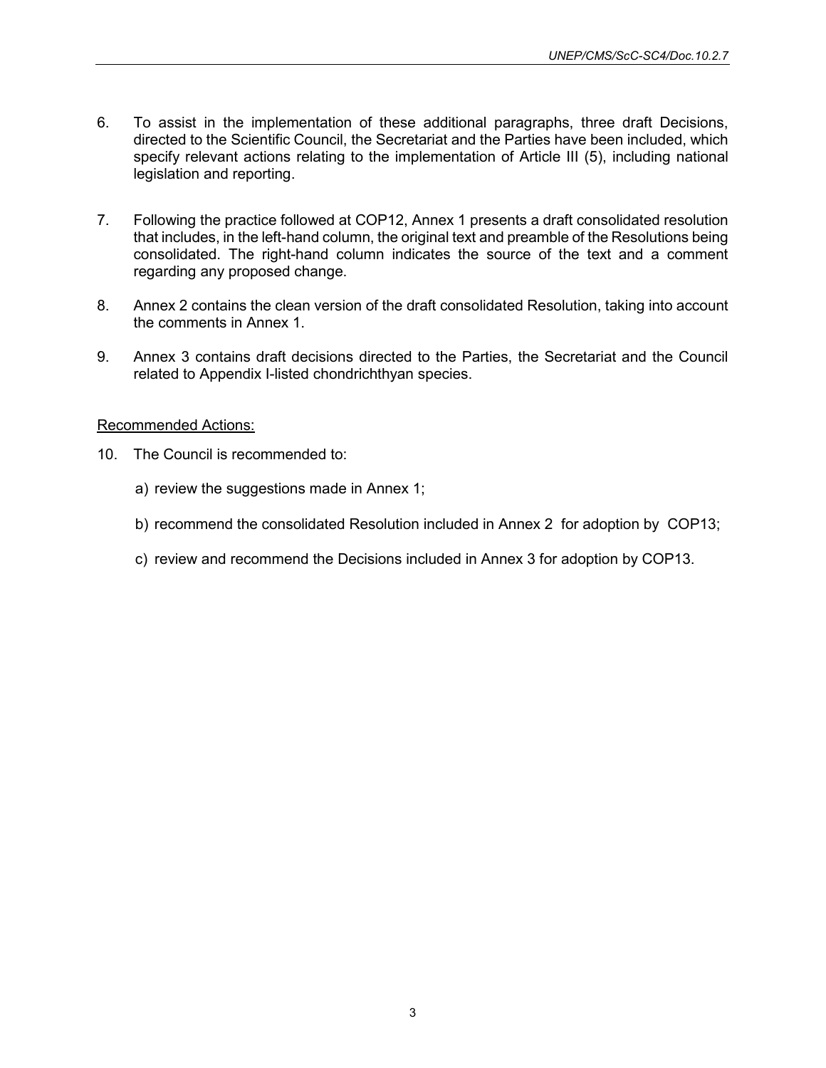6. To assist in the implementation of these additional paragraphs, three draft Decisions, directed to the Scientific Council, the Secretariat and the Parties have been included, which specify relevant actions relating to the implementation of Article III (5), including national legislation and reporting.

7. Following the practice followed at COP12, Annex 1 presents a draft consolidated resolution that includes, in the left-hand column, the original text and preamble of the Resolutions being consolidated. The right-hand column indicates the source of the text and a comment regarding any proposed change.

8. Annex 2 contains the clean version of the draft consolidated Resolution, taking into account the comments in Annex 1.

9. Annex 3 contains draft decisions directed to the Parties, the Secretariat and the Council related to Appendix I-listed chondrichthyan species.

<u>Recommended Actions:</u>

10. The Council is recommended to:

    a) review the suggestions made in Annex 1;

    b) recommend the consolidated Resolution included in Annex 2 for adoption by COP13;

    c) review and recommend the Decisions included in Annex 3 for adoption by COP13.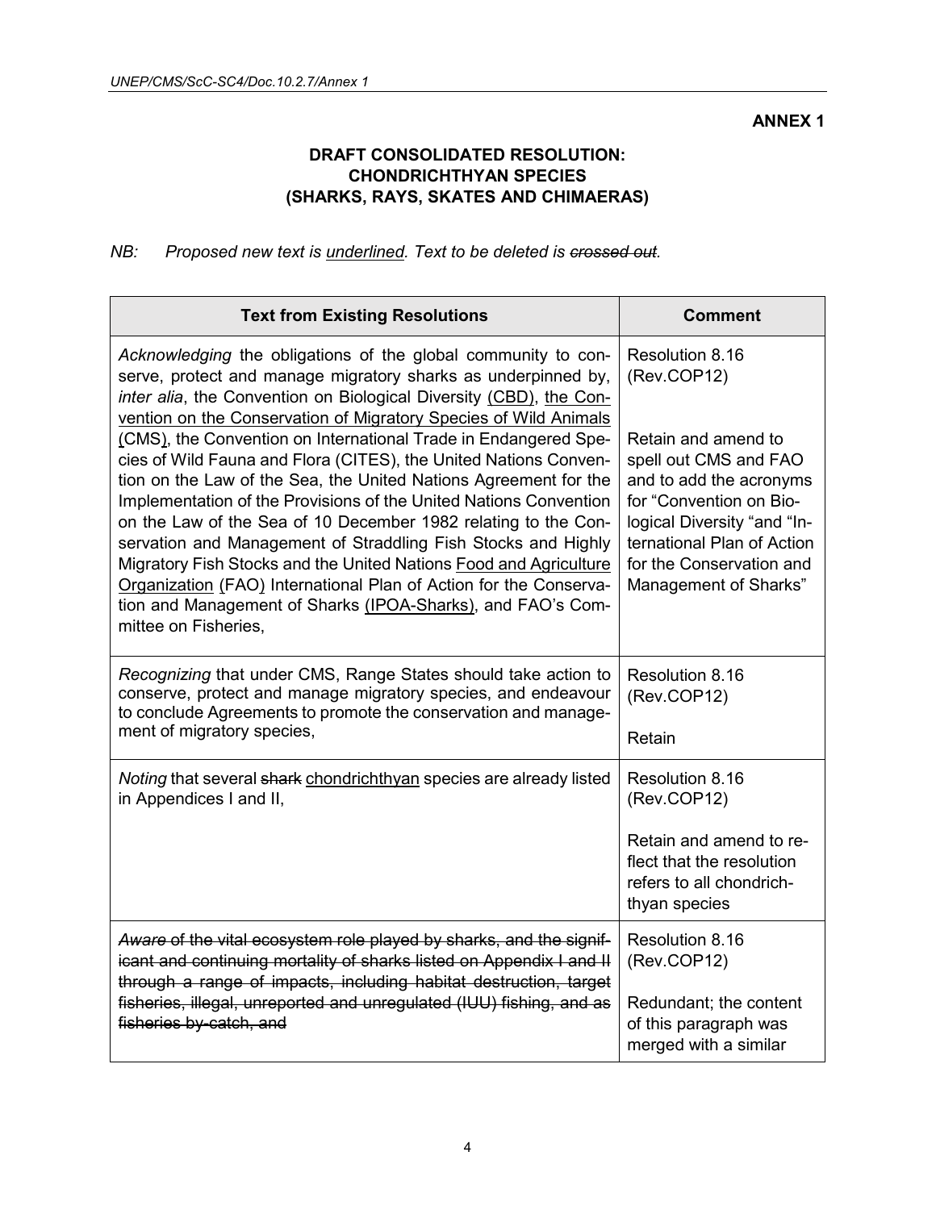**ANNEX 1**

**DRAFT CONSOLIDATED RESOLUTION: CHONDRICHTHYAN SPECIES (SHARKS, RAYS, SKATES AND CHIMAERAS)**

*NB: Proposed new text is <u>underlined</u>. Text to be deleted is ~~crossed out~~.*

| Text from Existing Resolutions | Comment |
|---|---|
| *Acknowledging* the obligations of the global community to conserve, protect and manage migratory sharks as underpinned by, *inter alia*, the Convention on Biological Diversity <u>(CBD)</u>, <u>the Convention on the Conservation of Migratory Species of Wild Animals (CMS)</u>, the Convention on International Trade in Endangered Species of Wild Fauna and Flora (CITES), the United Nations Convention on the Law of the Sea, the United Nations Agreement for the Implementation of the Provisions of the United Nations Convention on the Law of the Sea of 10 December 1982 relating to the Conservation and Management of Straddling Fish Stocks and Highly Migratory Fish Stocks and the United Nations <u>Food and Agriculture Organization</u> <u>(</u>FAO<u>)</u> International Plan of Action for the Conservation and Management of Sharks <u>(IPOA-Sharks)</u>, and FAO's Committee on Fisheries, | Resolution 8.16 (Rev.COP12)<br><br>Retain and amend to spell out CMS and FAO and to add the acronyms for "Convention on Biological Diversity "and "International Plan of Action for the Conservation and Management of Sharks" |
| *Recognizing* that under CMS, Range States should take action to conserve, protect and manage migratory species, and endeavour to conclude Agreements to promote the conservation and management of migratory species, | Resolution 8.16 (Rev.COP12)<br><br>Retain |
| *Noting* that several ~~shark~~ <u>chondrichthyan</u> species are already listed in Appendices I and II, | Resolution 8.16 (Rev.COP12)<br><br>Retain and amend to reflect that the resolution refers to all chondrichthyan species |
| ~~*Aware* of the vital ecosystem role played by sharks, and the significant and continuing mortality of sharks listed on Appendix I and II through a range of impacts, including habitat destruction, target fisheries, illegal, unreported and unregulated (IUU) fishing, and as fisheries by-catch, and~~ | Resolution 8.16 (Rev.COP12)<br><br>Redundant; the content of this paragraph was merged with a similar |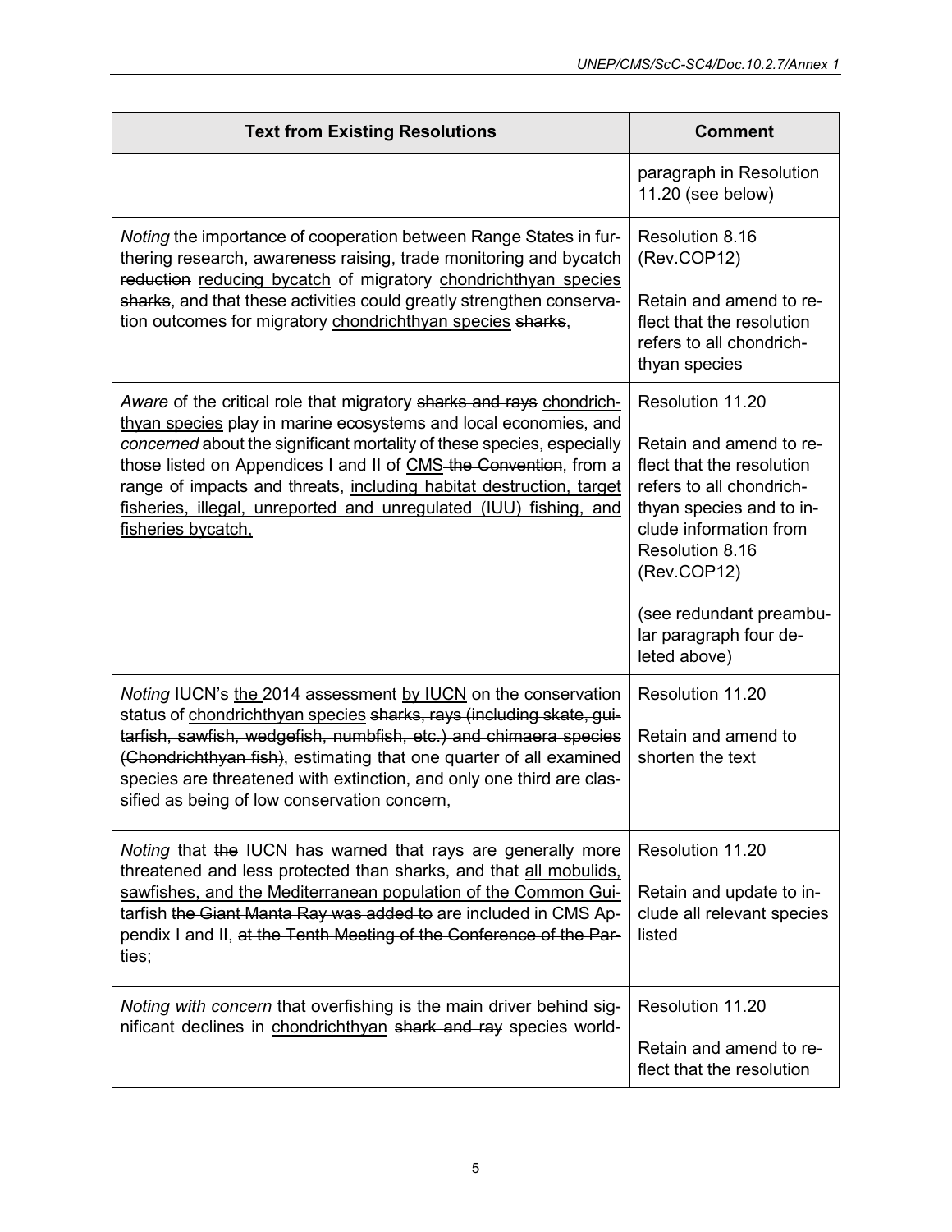| Text from Existing Resolutions | Comment |
|---|---|
| | paragraph in Resolution 11.20 (see below) |
| *Noting* the importance of cooperation between Range States in furthering research, awareness raising, trade monitoring and ~~bycatch reduction~~ <u>reducing bycatch</u> of migratory <u>chondrichthyan species</u> ~~sharks~~, and that these activities could greatly strengthen conservation outcomes for migratory <u>chondrichthyan species</u> ~~sharks~~, | Resolution 8.16 (Rev.COP12)<br><br>Retain and amend to reflect that the resolution refers to all chondrichthyan species |
| *Aware* of the critical role that migratory ~~sharks and rays~~ <u>chondrichthyan species</u> play in marine ecosystems and local economies, and *concerned* about the significant mortality of these species, especially those listed on Appendices I and II of <u>CMS</u> ~~the Convention~~, from a range of impacts and threats, <u>including habitat destruction, target fisheries, illegal, unreported and unregulated (IUU) fishing, and fisheries bycatch,</u> | Resolution 11.20<br><br>Retain and amend to reflect that the resolution refers to all chondrichthyan species and to include information from Resolution 8.16 (Rev.COP12)<br><br>(see redundant preambular paragraph four deleted above) |
| *Noting* ~~IUCN's~~ <u>the</u> 2014 assessment <u>by IUCN</u> on the conservation status of <u>chondrichthyan species</u> ~~sharks, rays (including skate, guitarfish, sawfish, wedgefish, numbfish, etc.) and chimaera species (Chondrichthyan fish)~~, estimating that one quarter of all examined species are threatened with extinction, and only one third are classified as being of low conservation concern, | Resolution 11.20<br><br>Retain and amend to shorten the text |
| *Noting* that ~~the~~ IUCN has warned that rays are generally more threatened and less protected than sharks, and that <u>all mobulids, sawfishes, and the Mediterranean population of the Common Guitarfish</u> ~~the Giant Manta Ray was added to~~ <u>are included in</u> CMS Appendix I and II, ~~at the Tenth Meeting of the Conference of the Parties;~~ | Resolution 11.20<br><br>Retain and update to include all relevant species listed |
| *Noting with concern* that overfishing is the main driver behind significant declines in <u>chondrichthyan</u> ~~shark and ray~~ species world- | Resolution 11.20<br><br>Retain and amend to reflect that the resolution |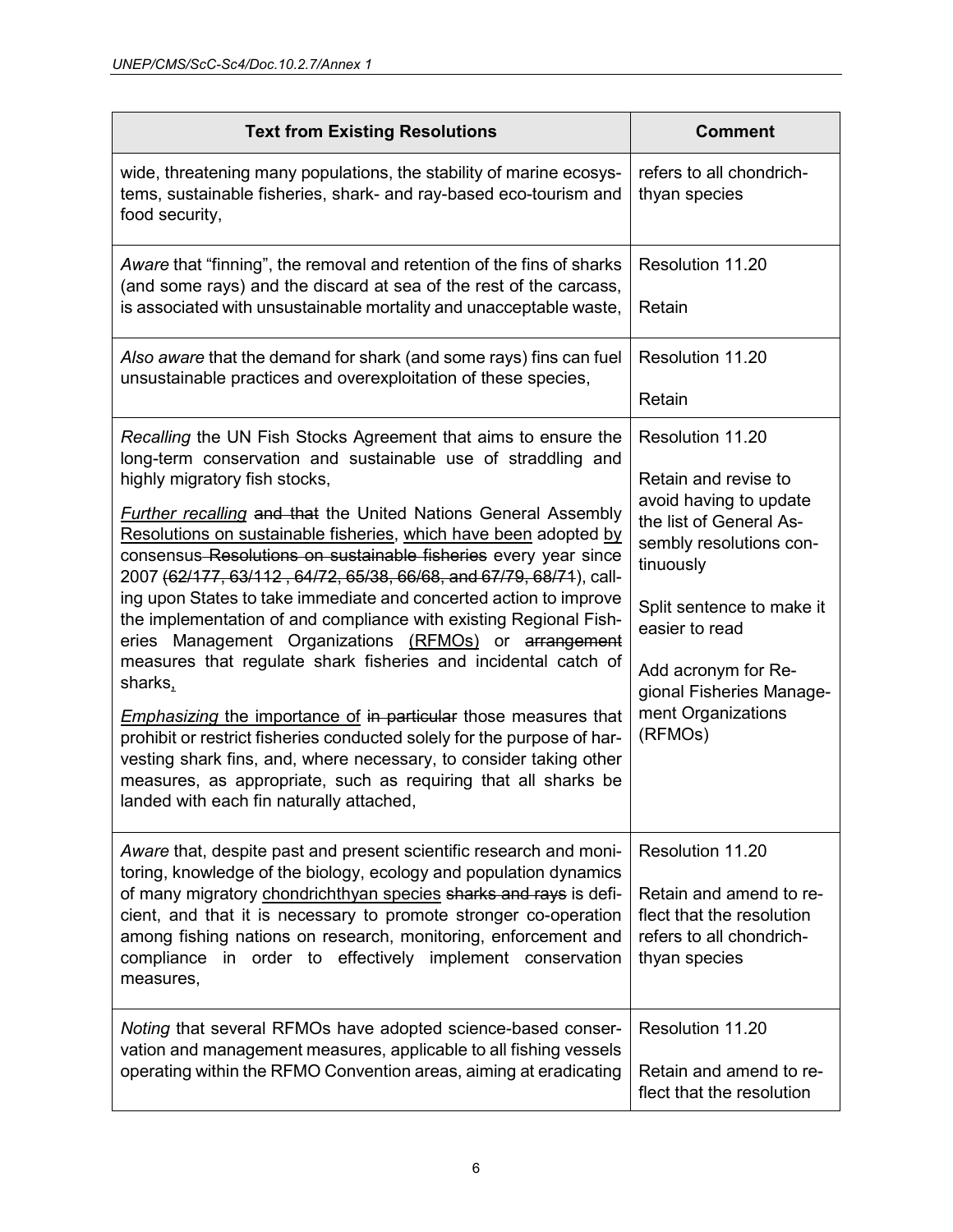| Text from Existing Resolutions | Comment |
| --- | --- |
| wide, threatening many populations, the stability of marine ecosystems, sustainable fisheries, shark- and ray-based eco-tourism and food security, | refers to all chondrichthyan species |
| *Aware* that "finning", the removal and retention of the fins of sharks (and some rays) and the discard at sea of the rest of the carcass, is associated with unsustainable mortality and unacceptable waste, | Resolution 11.20<br><br>Retain |
| *Also aware* that the demand for shark (and some rays) fins can fuel unsustainable practices and overexploitation of these species, | Resolution 11.20<br><br>Retain |
| *Recalling* the UN Fish Stocks Agreement that aims to ensure the long-term conservation and sustainable use of straddling and highly migratory fish stocks,<br><br><u>*Further recalling*</u> ~~and that~~ the United Nations General Assembly <u>Resolutions on sustainable fisheries</u>, <u>which have been</u> adopted <u>by</u> consensus ~~Resolutions on sustainable fisheries~~ every year since 2007 ~~(62/177, 63/112 , 64/72, 65/38, 66/68, and 67/79, 68/71)~~, calling upon States to take immediate and concerted action to improve the implementation of and compliance with existing Regional Fisheries Management Organizations <u>(RFMOs)</u> or ~~arrangement~~ measures that regulate shark fisheries and incidental catch of sharks<u>,</u><br><br><u>*Emphasizing* the importance of</u> ~~in particular~~ those measures that prohibit or restrict fisheries conducted solely for the purpose of harvesting shark fins, and, where necessary, to consider taking other measures, as appropriate, such as requiring that all sharks be landed with each fin naturally attached, | Resolution 11.20<br><br>Retain and revise to avoid having to update the list of General Assembly resolutions continuously<br><br>Split sentence to make it easier to read<br><br>Add acronym for Regional Fisheries Management Organizations (RFMOs) |
| *Aware* that, despite past and present scientific research and monitoring, knowledge of the biology, ecology and population dynamics of many migratory <u>chondrichthyan species</u> ~~sharks and rays~~ is deficient, and that it is necessary to promote stronger co-operation among fishing nations on research, monitoring, enforcement and compliance in order to effectively implement conservation measures, | Resolution 11.20<br><br>Retain and amend to reflect that the resolution refers to all chondrichthyan species |
| *Noting* that several RFMOs have adopted science-based conservation and management measures, applicable to all fishing vessels operating within the RFMO Convention areas, aiming at eradicating | Resolution 11.20<br><br>Retain and amend to reflect that the resolution |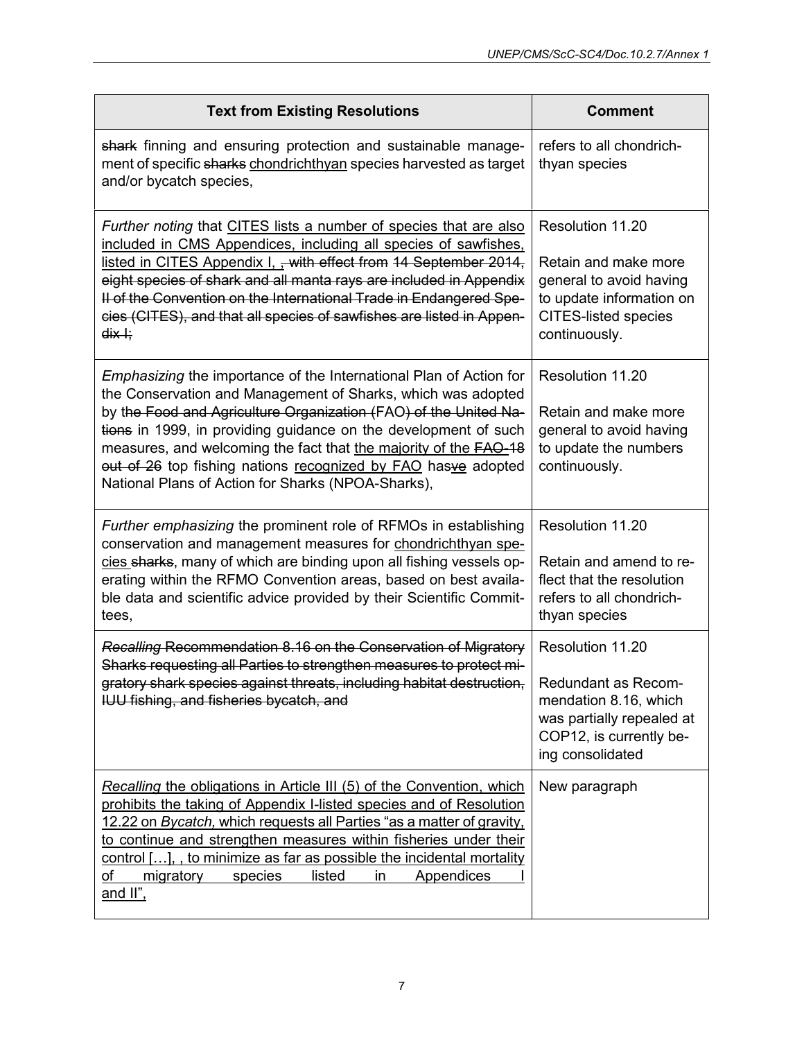| Text from Existing Resolutions | Comment |
|---|---|
| ~~shark~~ finning and ensuring protection and sustainable management of specific ~~sharks~~ <u>chondrichthyan</u> species harvested as target and/or bycatch species, | refers to all chondrichthyan species |
| *Further noting* that <u>CITES lists a number of species that are also included in CMS Appendices, including all species of sawfishes, listed in CITES Appendix I,</u> ~~, with effect from 14 September 2014, eight species of shark and all manta rays are included in Appendix II of the Convention on the International Trade in Endangered Species (CITES), and that all species of sawfishes are listed in Appendix I;~~ | Resolution 11.20<br><br>Retain and make more general to avoid having to update information on CITES-listed species continuously. |
| *Emphasizing* the importance of the International Plan of Action for the Conservation and Management of Sharks, which was adopted by t~~he Food and Agriculture Organization (~~FAO~~) of the United Nations~~ in 1999, in providing guidance on the development of such measures, and welcoming the fact that <u>the majority of the</u> ~~FAO-18 out of 26~~ top fishing nations <u>recognized by FAO</u> has~~ve~~ adopted National Plans of Action for Sharks (NPOA-Sharks), | Resolution 11.20<br><br>Retain and make more general to avoid having to update the numbers continuously. |
| *Further emphasizing* the prominent role of RFMOs in establishing conservation and management measures for <u>chondrichthyan species</u> ~~sharks~~, many of which are binding upon all fishing vessels operating within the RFMO Convention areas, based on best available data and scientific advice provided by their Scientific Committees, | Resolution 11.20<br><br>Retain and amend to reflect that the resolution refers to all chondrichthyan species |
| ~~*Recalling* Recommendation 8.16 on the Conservation of Migratory Sharks requesting all Parties to strengthen measures to protect migratory shark species against threats, including habitat destruction, IUU fishing, and fisheries bycatch, and~~ | Resolution 11.20<br><br>Redundant as Recommendation 8.16, which was partially repealed at COP12, is currently being consolidated |
| <u>*Recalling* the obligations in Article III (5) of the Convention, which prohibits the taking of Appendix I-listed species and of Resolution 12.22 on *Bycatch*, which requests all Parties "as a matter of gravity, to continue and strengthen measures within fisheries under their control […], , to minimize as far as possible the incidental mortality of migratory species listed in Appendices I and II",</u> | New paragraph |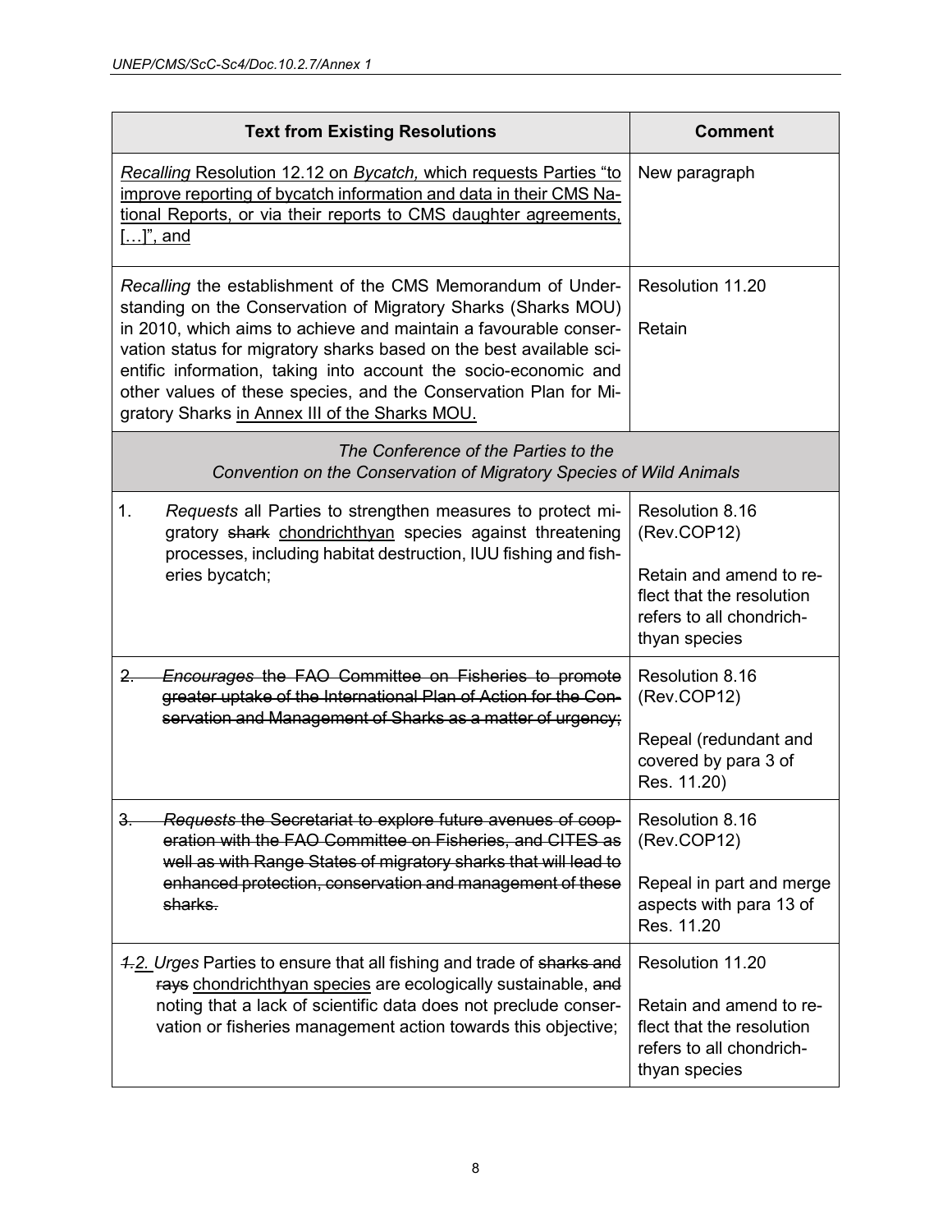| Text from Existing Resolutions | Comment |
|---|---|
| <u>*Recalling* Resolution 12.12 on *Bycatch,* which requests Parties "to improve reporting of bycatch information and data in their CMS National Reports, or via their reports to CMS daughter agreements, […]", and</u> | New paragraph |
| *Recalling* the establishment of the CMS Memorandum of Understanding on the Conservation of Migratory Sharks (Sharks MOU) in 2010, which aims to achieve and maintain a favourable conservation status for migratory sharks based on the best available scientific information, taking into account the socio-economic and other values of these species, and the Conservation Plan for Migratory Sharks <u>in Annex III of the Sharks MOU.</u> | Resolution 11.20<br><br>Retain |
| *The Conference of the Parties to the Convention on the Conservation of Migratory Species of Wild Animals* | |
| 1. *Requests* all Parties to strengthen measures to protect migratory ~~shark~~ <u>chondrichthyan</u> species against threatening processes, including habitat destruction, IUU fishing and fisheries bycatch; | Resolution 8.16 (Rev.COP12)<br><br>Retain and amend to reflect that the resolution refers to all chondrichthyan species |
| ~~2. *Encourages* the FAO Committee on Fisheries to promote greater uptake of the International Plan of Action for the Conservation and Management of Sharks as a matter of urgency;~~ | Resolution 8.16 (Rev.COP12)<br><br>Repeal (redundant and covered by para 3 of Res. 11.20) |
| ~~3. *Requests* the Secretariat to explore future avenues of cooperation with the FAO Committee on Fisheries, and CITES as well as with Range States of migratory sharks that will lead to enhanced protection, conservation and management of these sharks.~~ | Resolution 8.16 (Rev.COP12)<br><br>Repeal in part and merge aspects with para 13 of Res. 11.20 |
| ~~1.~~<u>2.</u> *Urges* Parties to ensure that all fishing and trade of ~~sharks and rays~~ <u>chondrichthyan species</u> are ecologically sustainable, ~~and~~ noting that a lack of scientific data does not preclude conservation or fisheries management action towards this objective; | Resolution 11.20<br><br>Retain and amend to reflect that the resolution refers to all chondrichthyan species |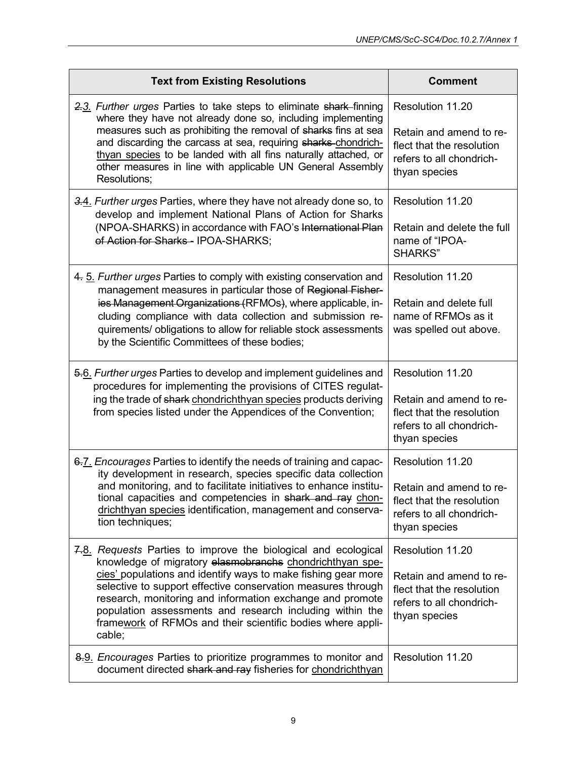| Text from Existing Resolutions | Comment |
|---|---|
| ~~2.~~3. *Further urges* Parties to take steps to eliminate ~~shark~~ finning where they have not already done so, including implementing measures such as prohibiting the removal of ~~sharks~~ fins at sea and discarding the carcass at sea, requiring ~~sharks~~ chondrichthyan species to be landed with all fins naturally attached, or other measures in line with applicable UN General Assembly Resolutions; | Resolution 11.20<br><br>Retain and amend to reflect that the resolution refers to all chondrichthyan species |
| ~~3.~~4. *Further urges* Parties, where they have not already done so, to develop and implement National Plans of Action for Sharks (NPOA-SHARKS) in accordance with FAO's ~~International Plan of Action for Sharks -~~ IPOA-SHARKS; | Resolution 11.20<br><br>Retain and delete the full name of "IPOA-SHARKS" |
| ~~4.~~ 5. *Further urges* Parties to comply with existing conservation and management measures in particular those of ~~Regional Fisheries Management Organizations (~~RFMOs~~)~~, where applicable, including compliance with data collection and submission requirements/ obligations to allow for reliable stock assessments by the Scientific Committees of these bodies; | Resolution 11.20<br><br>Retain and delete full name of RFMOs as it was spelled out above. |
| ~~5.~~6. *Further urges* Parties to develop and implement guidelines and procedures for implementing the provisions of CITES regulating the trade of ~~shark~~ chondrichthyan species products deriving from species listed under the Appendices of the Convention; | Resolution 11.20<br><br>Retain and amend to reflect that the resolution refers to all chondrichthyan species |
| ~~6.~~7. *Encourages* Parties to identify the needs of training and capacity development in research, species specific data collection and monitoring, and to facilitate initiatives to enhance institutional capacities and competencies in ~~shark and ray~~ chondrichthyan species identification, management and conservation techniques; | Resolution 11.20<br><br>Retain and amend to reflect that the resolution refers to all chondrichthyan species |
| ~~7.~~8. *Requests* Parties to improve the biological and ecological knowledge of migratory ~~elasmobranchs~~ chondrichthyan species' populations and identify ways to make fishing gear more selective to support effective conservation measures through research, monitoring and information exchange and promote population assessments and research including within the framework of RFMOs and their scientific bodies where applicable; | Resolution 11.20<br><br>Retain and amend to reflect that the resolution refers to all chondrichthyan species |
| ~~8.~~9. *Encourages* Parties to prioritize programmes to monitor and document directed ~~shark and ray~~ fisheries for chondrichthyan | Resolution 11.20 |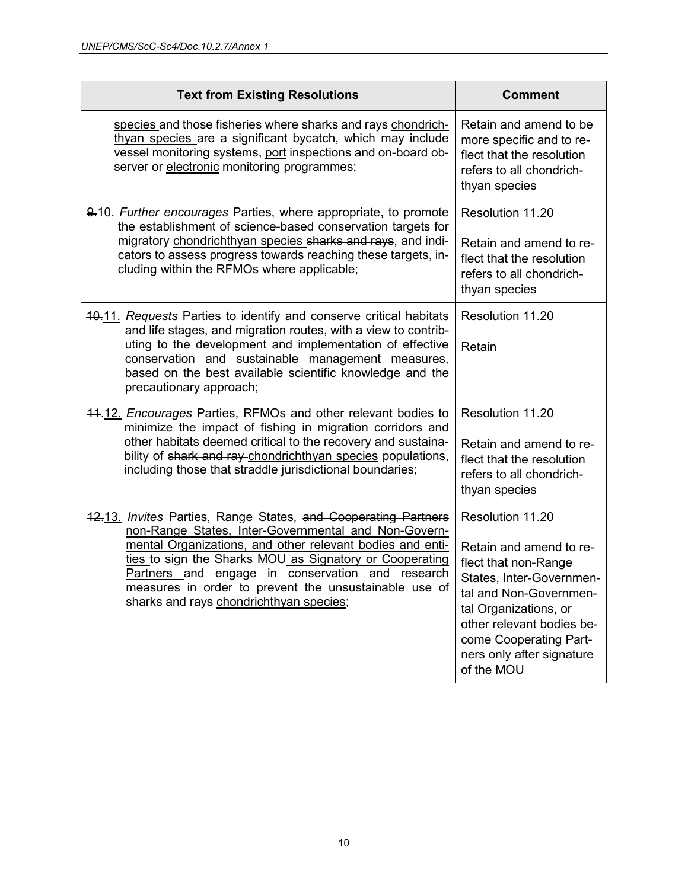| Text from Existing Resolutions | Comment |
|---|---|
| species and those fisheries where ~~sharks and rays~~ chondrichthyan species are a significant bycatch, which may include vessel monitoring systems, port inspections and on-board observer or electronic monitoring programmes; | Retain and amend to be more specific and to reflect that the resolution refers to all chondrichthyan species |
| ~~9.~~10. *Further encourages* Parties, where appropriate, to promote the establishment of science-based conservation targets for migratory chondrichthyan species ~~sharks and rays~~, and indicators to assess progress towards reaching these targets, including within the RFMOs where applicable; | Resolution 11.20<br><br>Retain and amend to reflect that the resolution refers to all chondrichthyan species |
| ~~10.~~11. *Requests* Parties to identify and conserve critical habitats and life stages, and migration routes, with a view to contributing to the development and implementation of effective conservation and sustainable management measures, based on the best available scientific knowledge and the precautionary approach; | Resolution 11.20<br><br>Retain |
| ~~11.~~12. *Encourages* Parties, RFMOs and other relevant bodies to minimize the impact of fishing in migration corridors and other habitats deemed critical to the recovery and sustainability of ~~shark and ray~~ chondrichthyan species populations, including those that straddle jurisdictional boundaries; | Resolution 11.20<br><br>Retain and amend to reflect that the resolution refers to all chondrichthyan species |
| ~~12.~~13. *Invites* Parties, Range States, ~~and Cooperating Partners~~ non-Range States, Inter-Governmental and Non-Governmental Organizations, and other relevant bodies and entities to sign the Sharks MOU as Signatory or Cooperating Partners and engage in conservation and research measures in order to prevent the unsustainable use of ~~sharks and rays~~ chondrichthyan species; | Resolution 11.20<br><br>Retain and amend to reflect that non-Range States, Inter-Governmental and Non-Governmental Organizations, or other relevant bodies become Cooperating Partners only after signature of the MOU |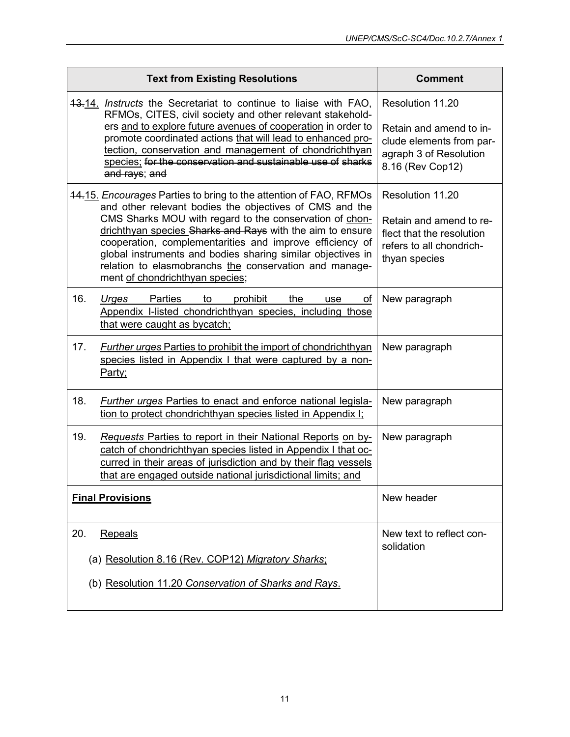| Text from Existing Resolutions | Comment |
|---|---|
| ~~13.~~14. *Instructs* the Secretariat to continue to liaise with FAO, RFMOs, CITES, civil society and other relevant stakeholders <u>and to explore future avenues of cooperation</u> in order to promote coordinated actions <u>that will lead to enhanced protection, conservation and management of chondrichthyan species;</u> ~~for the conservation and sustainable use of sharks and rays~~; ~~and~~ | Resolution 11.20<br><br>Retain and amend to include elements from paragraph 3 of Resolution 8.16 (Rev Cop12) |
| ~~14.~~15. *Encourages* Parties to bring to the attention of FAO, RFMOs and other relevant bodies the objectives of CMS and the CMS Sharks MOU with regard to the conservation of <u>chondrichthyan species</u> ~~Sharks and Rays~~ with the aim to ensure cooperation, complementarities and improve efficiency of global instruments and bodies sharing similar objectives in relation to ~~elasmobranchs~~ <u>the</u> conservation and management <u>of chondrichthyan species</u>; | Resolution 11.20<br><br>Retain and amend to reflect that the resolution refers to all chondrichthyan species |
| 16. <u>*Urges* Parties to prohibit the use of Appendix I-listed chondrichthyan species, including those that were caught as bycatch;</u> | New paragraph |
| 17. <u>*Further urges* Parties to prohibit the import of chondrichthyan species listed in Appendix I that were captured by a non-Party;</u> | New paragraph |
| 18. <u>*Further urges* Parties to enact and enforce national legislation to protect chondrichthyan species listed in Appendix I;</u> | New paragraph |
| 19. *Requests* Parties to report in their National Reports <u>on bycatch of chondrichthyan species listed in Appendix I that occurred in their areas of jurisdiction and by their flag vessels that are engaged outside national jurisdictional limits; and</u> | New paragraph |
| <u>**Final Provisions**</u> | New header |
| 20. <u>Repeals</u><br><br>(a) <u>Resolution 8.16 (Rev. COP12) *Migratory Sharks*;</u><br><br>(b) <u>Resolution 11.20 *Conservation of Sharks and Rays*.</u> | New text to reflect consolidation |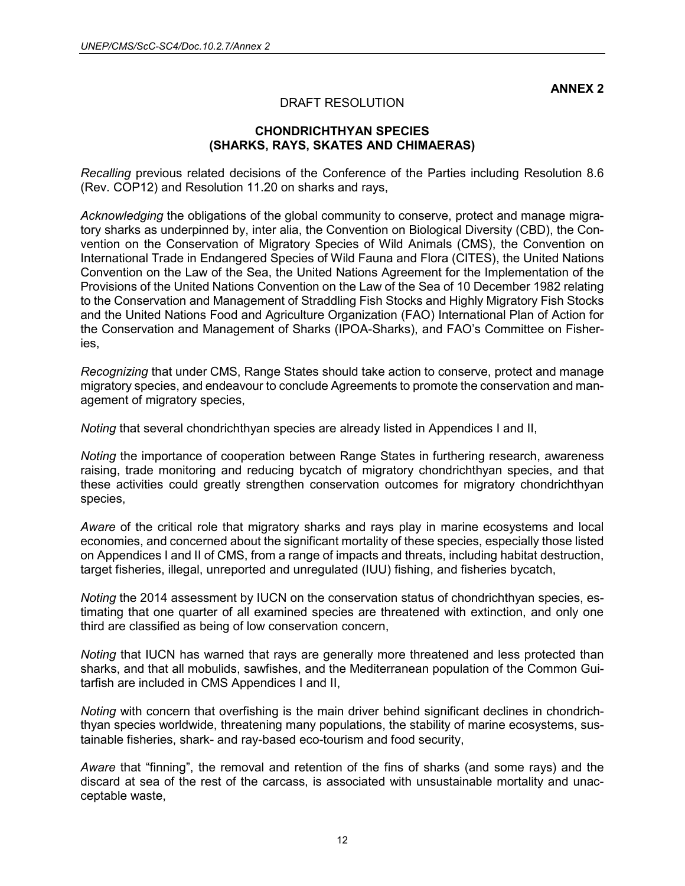**ANNEX 2**

DRAFT RESOLUTION

**CHONDRICHTHYAN SPECIES
(SHARKS, RAYS, SKATES AND CHIMAERAS)**

*Recalling* previous related decisions of the Conference of the Parties including Resolution 8.6 (Rev. COP12) and Resolution 11.20 on sharks and rays,

*Acknowledging* the obligations of the global community to conserve, protect and manage migratory sharks as underpinned by, inter alia, the Convention on Biological Diversity (CBD), the Convention on the Conservation of Migratory Species of Wild Animals (CMS), the Convention on International Trade in Endangered Species of Wild Fauna and Flora (CITES), the United Nations Convention on the Law of the Sea, the United Nations Agreement for the Implementation of the Provisions of the United Nations Convention on the Law of the Sea of 10 December 1982 relating to the Conservation and Management of Straddling Fish Stocks and Highly Migratory Fish Stocks and the United Nations Food and Agriculture Organization (FAO) International Plan of Action for the Conservation and Management of Sharks (IPOA-Sharks), and FAO's Committee on Fisheries,

*Recognizing* that under CMS, Range States should take action to conserve, protect and manage migratory species, and endeavour to conclude Agreements to promote the conservation and management of migratory species,

*Noting* that several chondrichthyan species are already listed in Appendices I and II,

*Noting* the importance of cooperation between Range States in furthering research, awareness raising, trade monitoring and reducing bycatch of migratory chondrichthyan species, and that these activities could greatly strengthen conservation outcomes for migratory chondrichthyan species,

*Aware* of the critical role that migratory sharks and rays play in marine ecosystems and local economies, and concerned about the significant mortality of these species, especially those listed on Appendices I and II of CMS, from a range of impacts and threats, including habitat destruction, target fisheries, illegal, unreported and unregulated (IUU) fishing, and fisheries bycatch,

*Noting* the 2014 assessment by IUCN on the conservation status of chondrichthyan species, estimating that one quarter of all examined species are threatened with extinction, and only one third are classified as being of low conservation concern,

*Noting* that IUCN has warned that rays are generally more threatened and less protected than sharks, and that all mobulids, sawfishes, and the Mediterranean population of the Common Guitarfish are included in CMS Appendices I and II,

*Noting* with concern that overfishing is the main driver behind significant declines in chondrichthyan species worldwide, threatening many populations, the stability of marine ecosystems, sustainable fisheries, shark- and ray-based eco-tourism and food security,

*Aware* that "finning", the removal and retention of the fins of sharks (and some rays) and the discard at sea of the rest of the carcass, is associated with unsustainable mortality and unacceptable waste,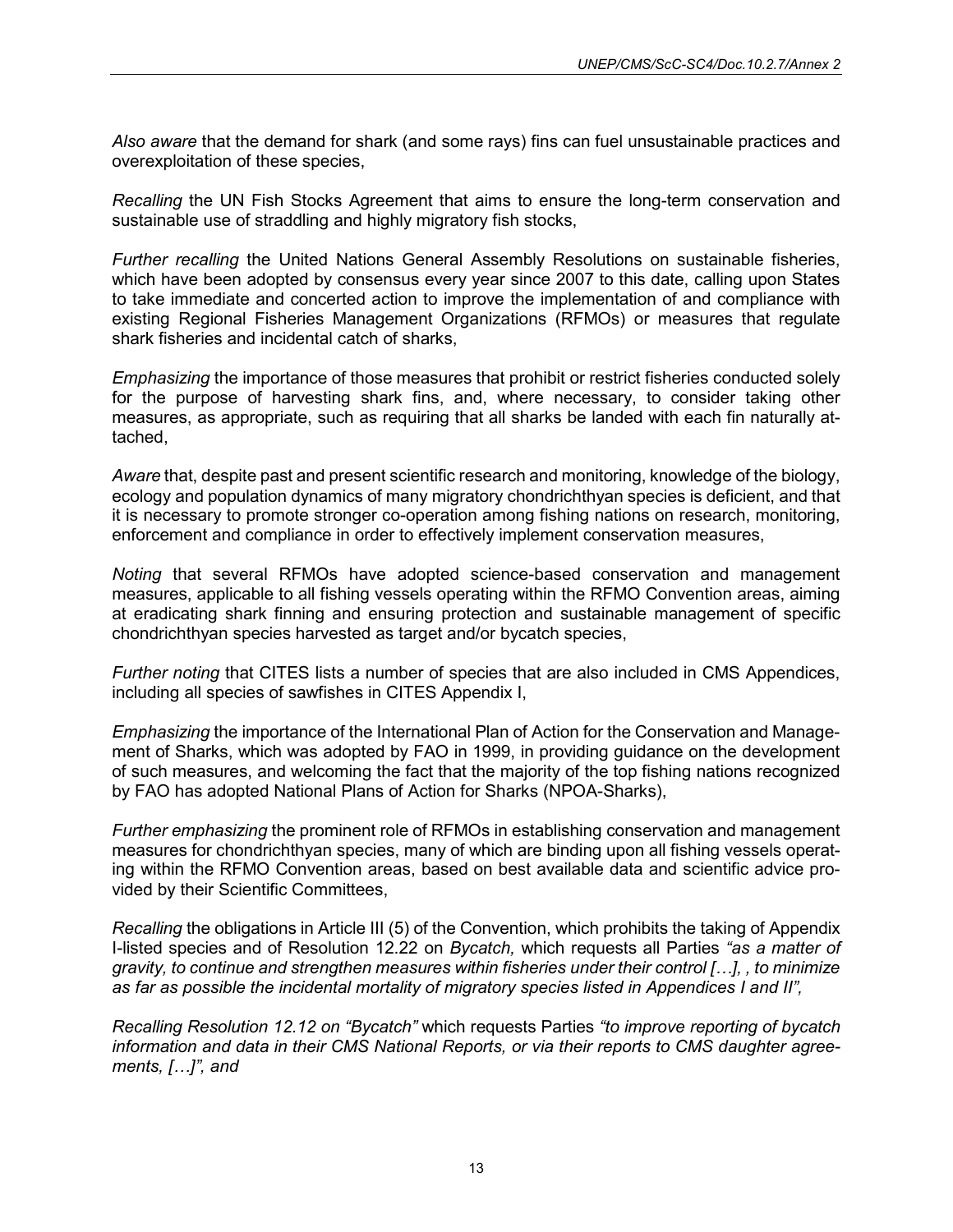*Also aware* that the demand for shark (and some rays) fins can fuel unsustainable practices and overexploitation of these species,

*Recalling* the UN Fish Stocks Agreement that aims to ensure the long-term conservation and sustainable use of straddling and highly migratory fish stocks,

*Further recalling* the United Nations General Assembly Resolutions on sustainable fisheries, which have been adopted by consensus every year since 2007 to this date, calling upon States to take immediate and concerted action to improve the implementation of and compliance with existing Regional Fisheries Management Organizations (RFMOs) or measures that regulate shark fisheries and incidental catch of sharks,

*Emphasizing* the importance of those measures that prohibit or restrict fisheries conducted solely for the purpose of harvesting shark fins, and, where necessary, to consider taking other measures, as appropriate, such as requiring that all sharks be landed with each fin naturally attached,

*Aware* that, despite past and present scientific research and monitoring, knowledge of the biology, ecology and population dynamics of many migratory chondrichthyan species is deficient, and that it is necessary to promote stronger co-operation among fishing nations on research, monitoring, enforcement and compliance in order to effectively implement conservation measures,

*Noting* that several RFMOs have adopted science-based conservation and management measures, applicable to all fishing vessels operating within the RFMO Convention areas, aiming at eradicating shark finning and ensuring protection and sustainable management of specific chondrichthyan species harvested as target and/or bycatch species,

*Further noting* that CITES lists a number of species that are also included in CMS Appendices, including all species of sawfishes in CITES Appendix I,

*Emphasizing* the importance of the International Plan of Action for the Conservation and Management of Sharks, which was adopted by FAO in 1999, in providing guidance on the development of such measures, and welcoming the fact that the majority of the top fishing nations recognized by FAO has adopted National Plans of Action for Sharks (NPOA-Sharks),

*Further emphasizing* the prominent role of RFMOs in establishing conservation and management measures for chondrichthyan species, many of which are binding upon all fishing vessels operating within the RFMO Convention areas, based on best available data and scientific advice provided by their Scientific Committees,

*Recalling* the obligations in Article III (5) of the Convention, which prohibits the taking of Appendix I-listed species and of Resolution 12.22 on *Bycatch,* which requests all Parties *"as a matter of gravity, to continue and strengthen measures within fisheries under their control […], , to minimize as far as possible the incidental mortality of migratory species listed in Appendices I and II",*

*Recalling Resolution 12.12 on "Bycatch"* which requests Parties *"to improve reporting of bycatch information and data in their CMS National Reports, or via their reports to CMS daughter agreements, […]", and*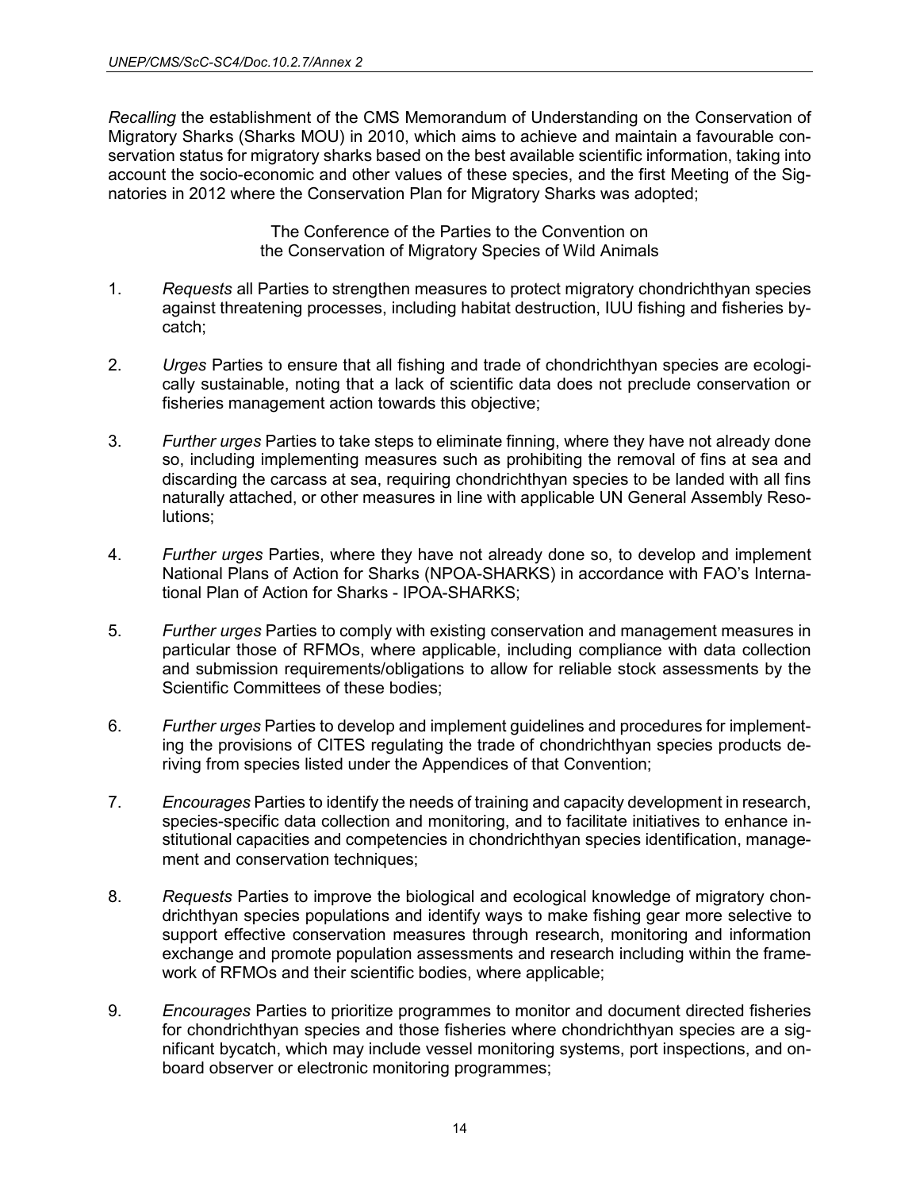*Recalling* the establishment of the CMS Memorandum of Understanding on the Conservation of Migratory Sharks (Sharks MOU) in 2010, which aims to achieve and maintain a favourable conservation status for migratory sharks based on the best available scientific information, taking into account the socio-economic and other values of these species, and the first Meeting of the Signatories in 2012 where the Conservation Plan for Migratory Sharks was adopted;

The Conference of the Parties to the Convention on the Conservation of Migratory Species of Wild Animals

1. *Requests* all Parties to strengthen measures to protect migratory chondrichthyan species against threatening processes, including habitat destruction, IUU fishing and fisheries bycatch;

2. *Urges* Parties to ensure that all fishing and trade of chondrichthyan species are ecologically sustainable, noting that a lack of scientific data does not preclude conservation or fisheries management action towards this objective;

3. *Further urges* Parties to take steps to eliminate finning, where they have not already done so, including implementing measures such as prohibiting the removal of fins at sea and discarding the carcass at sea, requiring chondrichthyan species to be landed with all fins naturally attached, or other measures in line with applicable UN General Assembly Resolutions;

4. *Further urges* Parties, where they have not already done so, to develop and implement National Plans of Action for Sharks (NPOA-SHARKS) in accordance with FAO's International Plan of Action for Sharks - IPOA-SHARKS;

5. *Further urges* Parties to comply with existing conservation and management measures in particular those of RFMOs, where applicable, including compliance with data collection and submission requirements/obligations to allow for reliable stock assessments by the Scientific Committees of these bodies;

6. *Further urges* Parties to develop and implement guidelines and procedures for implementing the provisions of CITES regulating the trade of chondrichthyan species products deriving from species listed under the Appendices of that Convention;

7. *Encourages* Parties to identify the needs of training and capacity development in research, species-specific data collection and monitoring, and to facilitate initiatives to enhance institutional capacities and competencies in chondrichthyan species identification, management and conservation techniques;

8. *Requests* Parties to improve the biological and ecological knowledge of migratory chondrichthyan species populations and identify ways to make fishing gear more selective to support effective conservation measures through research, monitoring and information exchange and promote population assessments and research including within the framework of RFMOs and their scientific bodies, where applicable;

9. *Encourages* Parties to prioritize programmes to monitor and document directed fisheries for chondrichthyan species and those fisheries where chondrichthyan species are a significant bycatch, which may include vessel monitoring systems, port inspections, and onboard observer or electronic monitoring programmes;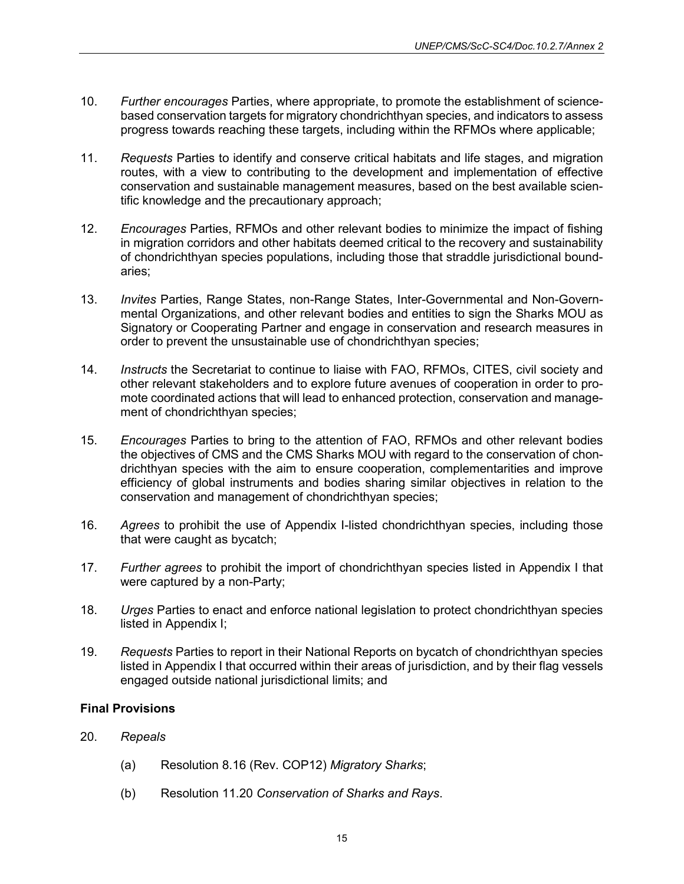10. *Further encourages* Parties, where appropriate, to promote the establishment of science-based conservation targets for migratory chondrichthyan species, and indicators to assess progress towards reaching these targets, including within the RFMOs where applicable;

11. *Requests* Parties to identify and conserve critical habitats and life stages, and migration routes, with a view to contributing to the development and implementation of effective conservation and sustainable management measures, based on the best available scientific knowledge and the precautionary approach;

12. *Encourages* Parties, RFMOs and other relevant bodies to minimize the impact of fishing in migration corridors and other habitats deemed critical to the recovery and sustainability of chondrichthyan species populations, including those that straddle jurisdictional boundaries;

13. *Invites* Parties, Range States, non-Range States, Inter-Governmental and Non-Governmental Organizations, and other relevant bodies and entities to sign the Sharks MOU as Signatory or Cooperating Partner and engage in conservation and research measures in order to prevent the unsustainable use of chondrichthyan species;

14. *Instructs* the Secretariat to continue to liaise with FAO, RFMOs, CITES, civil society and other relevant stakeholders and to explore future avenues of cooperation in order to promote coordinated actions that will lead to enhanced protection, conservation and management of chondrichthyan species;

15. *Encourages* Parties to bring to the attention of FAO, RFMOs and other relevant bodies the objectives of CMS and the CMS Sharks MOU with regard to the conservation of chondrichthyan species with the aim to ensure cooperation, complementarities and improve efficiency of global instruments and bodies sharing similar objectives in relation to the conservation and management of chondrichthyan species;

16. *Agrees* to prohibit the use of Appendix I-listed chondrichthyan species, including those that were caught as bycatch;

17. *Further agrees* to prohibit the import of chondrichthyan species listed in Appendix I that were captured by a non-Party;

18. *Urges* Parties to enact and enforce national legislation to protect chondrichthyan species listed in Appendix I;

19. *Requests* Parties to report in their National Reports on bycatch of chondrichthyan species listed in Appendix I that occurred within their areas of jurisdiction, and by their flag vessels engaged outside national jurisdictional limits; and

**Final Provisions**

20. *Repeals*

    (a) Resolution 8.16 (Rev. COP12) *Migratory Sharks*;

    (b) Resolution 11.20 *Conservation of Sharks and Rays*.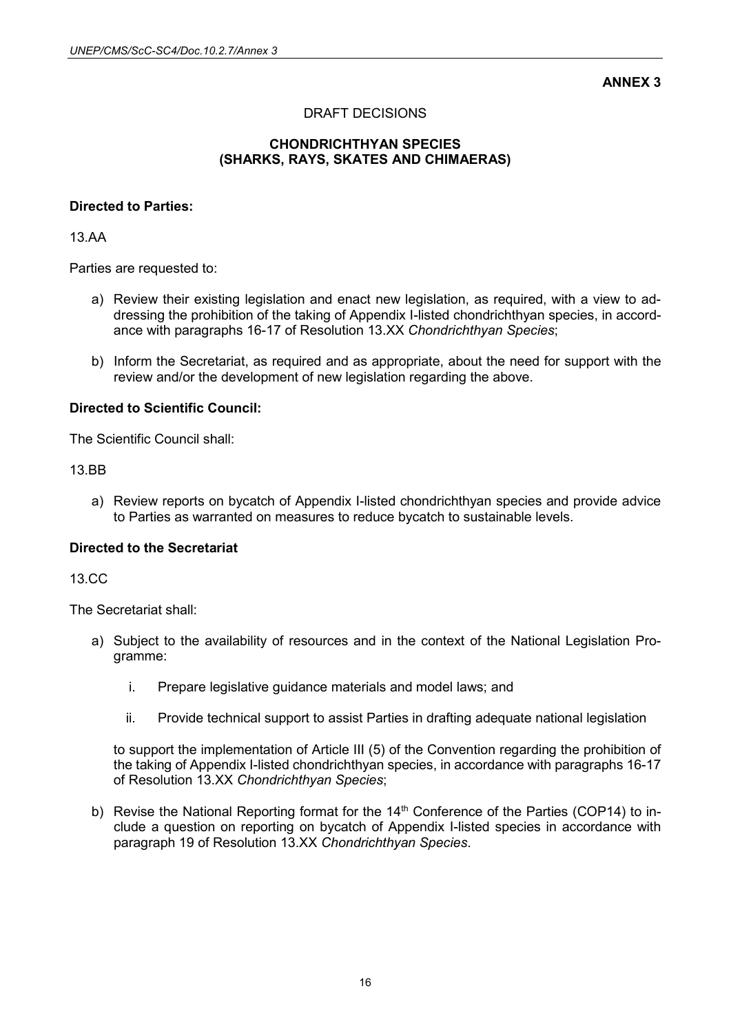**ANNEX 3**

DRAFT DECISIONS

**CHONDRICHTHYAN SPECIES (SHARKS, RAYS, SKATES AND CHIMAERAS)**

**Directed to Parties:**

13.AA

Parties are requested to:

a) Review their existing legislation and enact new legislation, as required, with a view to addressing the prohibition of the taking of Appendix I-listed chondrichthyan species, in accordance with paragraphs 16-17 of Resolution 13.XX *Chondrichthyan Species*;

b) Inform the Secretariat, as required and as appropriate, about the need for support with the review and/or the development of new legislation regarding the above.

**Directed to Scientific Council:**

The Scientific Council shall:

13.BB

a) Review reports on bycatch of Appendix I-listed chondrichthyan species and provide advice to Parties as warranted on measures to reduce bycatch to sustainable levels.

**Directed to the Secretariat**

13.CC

The Secretariat shall:

a) Subject to the availability of resources and in the context of the National Legislation Programme:

   i. Prepare legislative guidance materials and model laws; and

   ii. Provide technical support to assist Parties in drafting adequate national legislation

   to support the implementation of Article III (5) of the Convention regarding the prohibition of the taking of Appendix I-listed chondrichthyan species, in accordance with paragraphs 16-17 of Resolution 13.XX *Chondrichthyan Species*;

b) Revise the National Reporting format for the 14th Conference of the Parties (COP14) to include a question on reporting on bycatch of Appendix I-listed species in accordance with paragraph 19 of Resolution 13.XX *Chondrichthyan Species*.